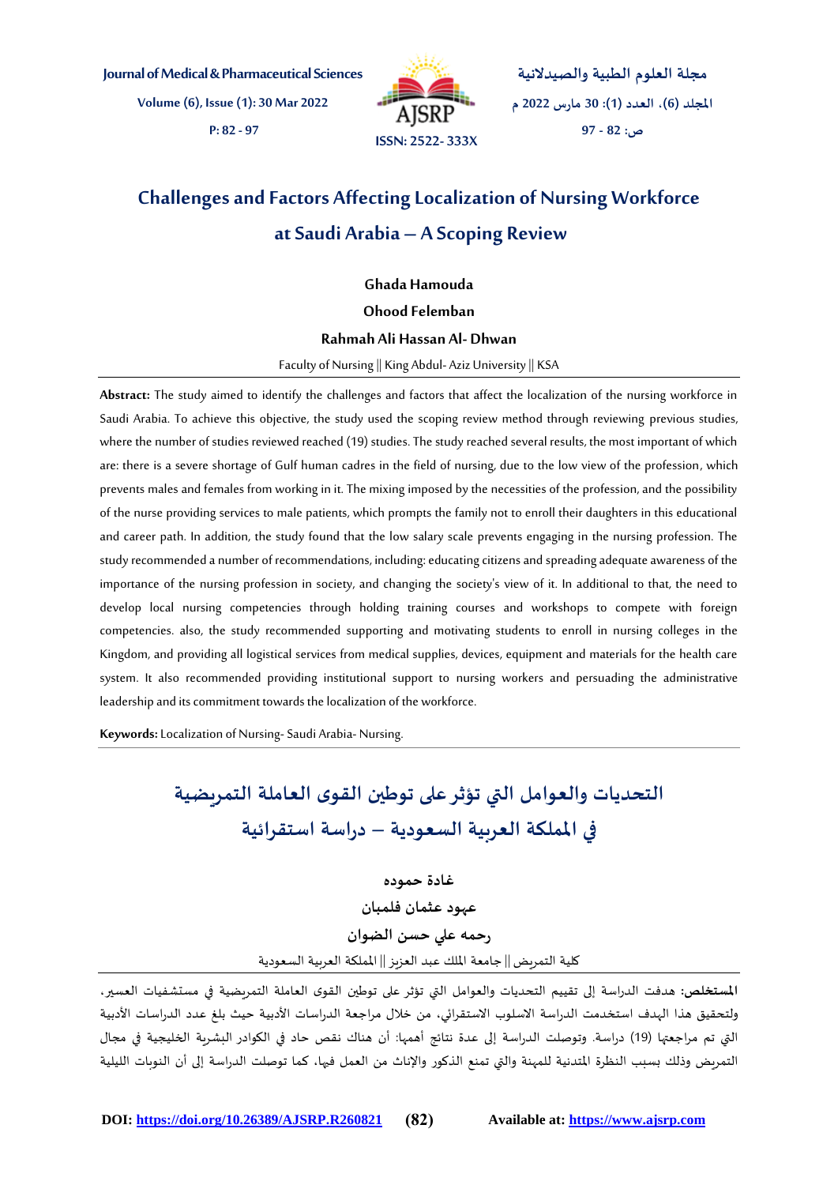# Challenges and Factors Affecting Localization of Nursing Workforce at Saudi Arabia – A Scoping Review

**Ghada Hamouda**

**Ohood Felemban**

**Rahmah Ali Hassan Al- Dhwan**

Faculty of Nursing || King Abdul- Aziz University || KSA

**Abstract:** The study aimed to identify the challenges and factors that affect the localization of the nursing workforce in Saudi Arabia. To achieve this objective, the study used the scoping review method through reviewing previous studies, where the number of studies reviewed reached (19) studies. The study reached several results, the most important of which are: there is a severe shortage of Gulf human cadres in the field of nursing, due to the low view of the profession, which prevents males and females from working in it. The mixing imposed by the necessities of the profession, and the possibility of the nurse providing services to male patients, which prompts the family not to enroll their daughters in this educational and career path. In addition, the study found that the low salary scale prevents engaging in the nursing profession. The study recommended a number of recommendations, including: educating citizens and spreading adequate awareness of the importance of the nursing profession in society, and changing the society's view of it. In additional to that, the need to develop local nursing competencies through holding training courses and workshops to compete with foreign competencies. also, the study recommended supporting and motivating students to enroll in nursing colleges in the Kingdom, and providing all logistical services from medical supplies, devices, equipment and materials for the health care system. It also recommended providing institutional support to nursing workers and persuading the administrative leadership and its commitment towards the localization of the workforce.

**Keywords:** Localization of Nursing- Saudi Arabia- Nursing.

# التحديات والعوامل التي تؤثر على توطين القوى العاملة التمريضية في المملكة العربية السعودية – دراسة استقرائية

**غادة حموده**

**عهود عثمان فلمبان**

**رحمه علي حسن الضوان**

كلية التمريض || جامعة الملك عبد العزيز || المملكة العربية السعودية

**المستخلص:** هدفت الدراسة إلى تقييم التحديات والعوامل التي تؤثر على توطين القوى العاملة التمريضية في مستشفيات العسير، ولتحقيق هذا الهدف استخدمت الدراسة الاسلوب الاستقرائي، من خلال مراجعة الدراسات الأدبية حيث بلغ عدد الدراسات الأدبية التي تم مراجعتها (19) دراسة. وتوصلت الدراسة إلى عدة نتائج أهمها: أن هناك نقص حاد في الكوادر البشرية الخليجية في مجال التمريض وذلك بسبب النظرة المتدنية للمهنة والتي تمنع الذكور والإناث من العمل فيها، كما توصلت الدراسة إلى أن النوبات الليلية

DOI: https://doi.org/10.26389/AJSRP.R260821 Available at: https://www.ajsrp.com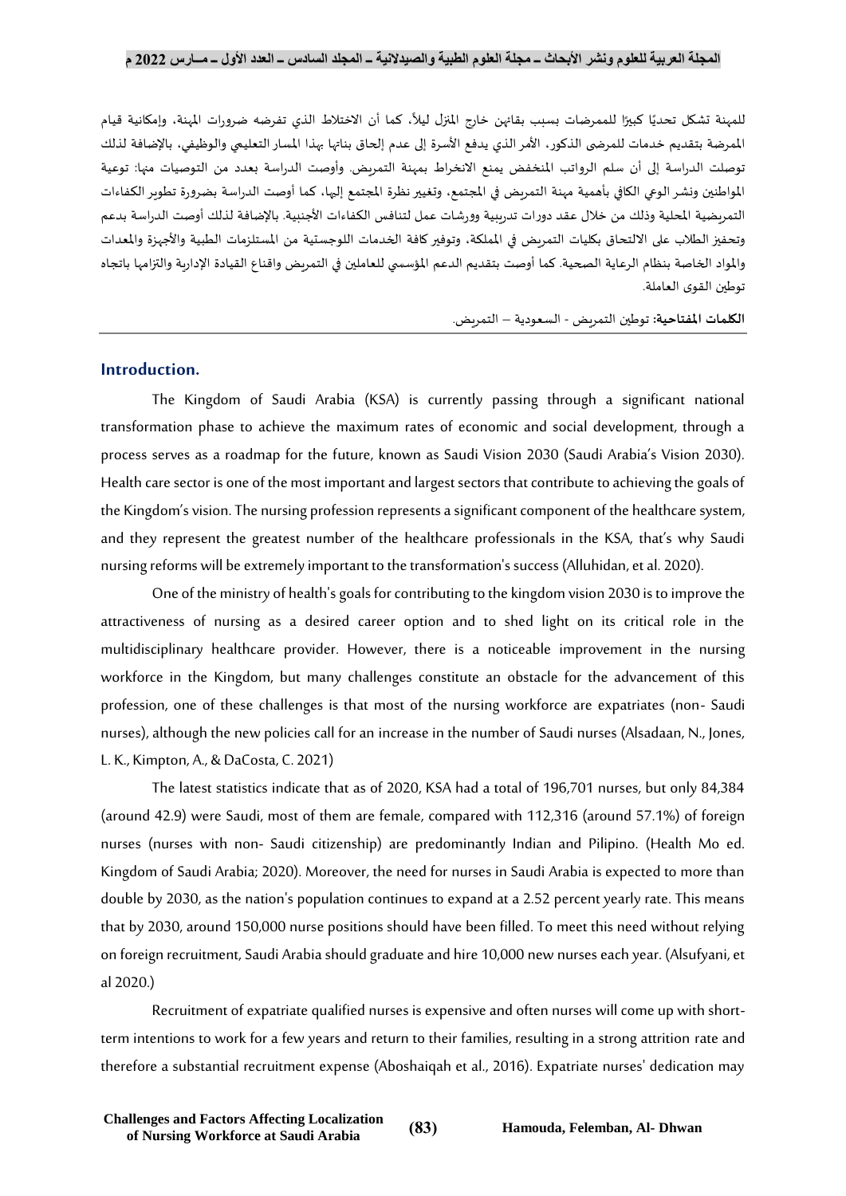للمهنة تشكل تحديًا كبيرًا للممرضات بسبب بقائهن خارج المنزل ليلاً، كما أن الاختلاط الذي تفرضه ضرورات المهنة، وإمكانية قيام الممرضة بتقديم خدمات للمرضى الذكور، الأمر الذي يدفع الأسرة إلى عدم إلحاق بناتها بهذا المسار التعليمي والوظيفي، بالإضافة لذلك توصلت الدراسة إلى أن سلم الرواتب المنخفض يمنع الانخراط بمهنة التمريض. وأوصت الدراسة بعدد من التوصيات منها: توعية المواطنين ونشر الوعي الكافي بأهمية مهنة التمريض في المجتمع، وتغيير نظرة المجتمع إليها، كما أوصت الدراسة بضرورة تطوير الكفاءات التمريضية المحلية وذلك من خلال عقد دورات تدريبية وورشات عمل لتنافس الكفاءات الأجنبية. بالإضافة لذلك أوصت الدراسة بدعم وتحفيز الطلاب على الالتحاق بكليات التمريض في المملكة، وتوفير كافة الخدمات اللوجستية من المستلزمات الطبية والأجهزة والمعدات والمواد الخاصة بنظام الرعاية الصحية. كما أوصت بتقديم الدعم المؤسسي للعاملين في التمريض واقناع القيادة الإدارية والتزامها باتجاه توطين القوى العاملة.

**الكلمات المفتاحية:** توطين التمريض - السعودية – التمريض.

## Introduction.

The Kingdom of Saudi Arabia (KSA) is currently passing through a significant national transformation phase to achieve the maximum rates of economic and social development, through a process serves as a roadmap for the future, known as Saudi Vision 2030 (Saudi Arabia's Vision 2030). Health care sector is one of the most important and largest sectors that contribute to achieving the goals of the Kingdom's vision. The nursing profession represents a significant component of the healthcare system, and they represent the greatest number of the healthcare professionals in the KSA, that's why Saudi nursing reforms will be extremely important to the transformation's success (Alluhidan, et al. 2020).

One of the ministry of health's goals for contributing to the kingdom vision 2030 is to improve the attractiveness of nursing as a desired career option and to shed light on its critical role in the multidisciplinary healthcare provider. However, there is a noticeable improvement in the nursing workforce in the Kingdom, but many challenges constitute an obstacle for the advancement of this profession, one of these challenges is that most of the nursing workforce are expatriates (non- Saudi nurses), although the new policies call for an increase in the number of Saudi nurses (Alsadaan, N., Jones, L. K., Kimpton, A., & DaCosta, C. 2021)

The latest statistics indicate that as of 2020, KSA had a total of 196,701 nurses, but only 84,384 (around 42.9) were Saudi, most of them are female, compared with 112,316 (around 57.1%) of foreign nurses (nurses with non- Saudi citizenship) are predominantly Indian and Pilipino. (Health Mo ed. Kingdom of Saudi Arabia; 2020). Moreover, the need for nurses in Saudi Arabia is expected to more than double by 2030, as the nation's population continues to expand at a 2.52 percent yearly rate. This means that by 2030, around 150,000 nurse positions should have been filled. To meet this need without relying on foreign recruitment, Saudi Arabia should graduate and hire 10,000 new nurses each year. (Alsufyani, et al 2020.)

Recruitment of expatriate qualified nurses is expensive and often nurses will come up with short-term intentions to work for a few years and return to their families, resulting in a strong attrition rate and therefore a substantial recruitment expense (Aboshaiqah et al., 2016). Expatriate nurses' dedication may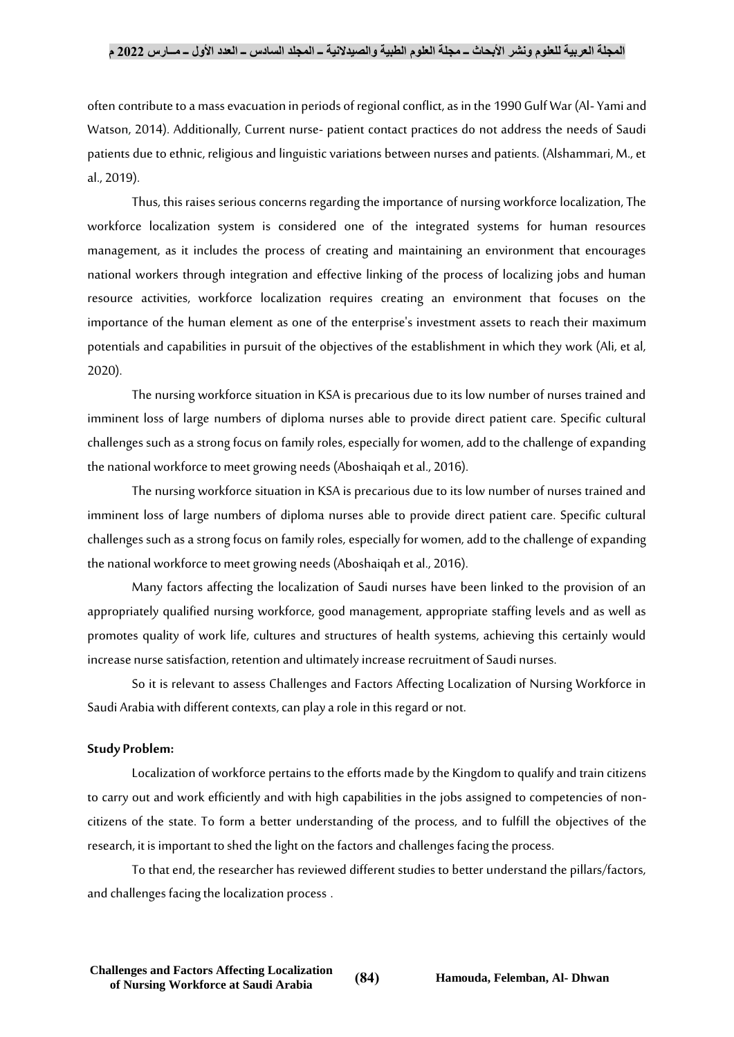often contribute to a mass evacuation in periods of regional conflict, as in the 1990 Gulf War (Al- Yami and Watson, 2014). Additionally, Current nurse- patient contact practices do not address the needs of Saudi patients due to ethnic, religious and linguistic variations between nurses and patients. (Alshammari, M., et al., 2019).

Thus, this raises serious concerns regarding the importance of nursing workforce localization, The workforce localization system is considered one of the integrated systems for human resources management, as it includes the process of creating and maintaining an environment that encourages national workers through integration and effective linking of the process of localizing jobs and human resource activities, workforce localization requires creating an environment that focuses on the importance of the human element as one of the enterprise's investment assets to reach their maximum potentials and capabilities in pursuit of the objectives of the establishment in which they work (Ali, et al, 2020).

The nursing workforce situation in KSA is precarious due to its low number of nurses trained and imminent loss of large numbers of diploma nurses able to provide direct patient care. Specific cultural challenges such as a strong focus on family roles, especially for women, add to the challenge of expanding the national workforce to meet growing needs (Aboshaiqah et al., 2016).

The nursing workforce situation in KSA is precarious due to its low number of nurses trained and imminent loss of large numbers of diploma nurses able to provide direct patient care. Specific cultural challenges such as a strong focus on family roles, especially for women, add to the challenge of expanding the national workforce to meet growing needs (Aboshaiqah et al., 2016).

Many factors affecting the localization of Saudi nurses have been linked to the provision of an appropriately qualified nursing workforce, good management, appropriate staffing levels and as well as promotes quality of work life, cultures and structures of health systems, achieving this certainly would increase nurse satisfaction, retention and ultimately increase recruitment of Saudi nurses.

So it is relevant to assess Challenges and Factors Affecting Localization of Nursing Workforce in Saudi Arabia with different contexts, can play a role in this regard or not.

**Study Problem:**

Localization of workforce pertains to the efforts made by the Kingdom to qualify and train citizens to carry out and work efficiently and with high capabilities in the jobs assigned to competencies of non-citizens of the state. To form a better understanding of the process, and to fulfill the objectives of the research, it is important to shed the light on the factors and challenges facing the process.

To that end, the researcher has reviewed different studies to better understand the pillars/factors, and challenges facing the localization process .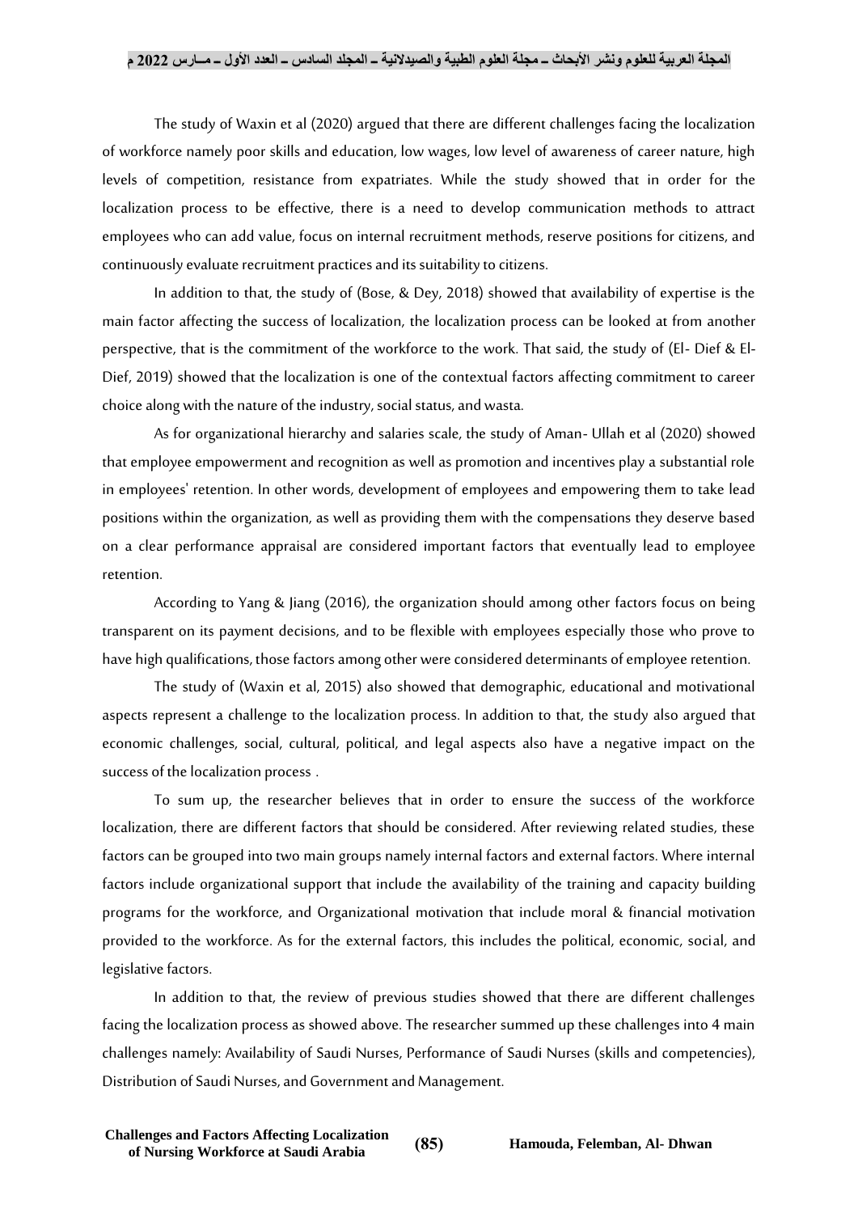The study of Waxin et al (2020) argued that there are different challenges facing the localization of workforce namely poor skills and education, low wages, low level of awareness of career nature, high levels of competition, resistance from expatriates. While the study showed that in order for the localization process to be effective, there is a need to develop communication methods to attract employees who can add value, focus on internal recruitment methods, reserve positions for citizens, and continuously evaluate recruitment practices and its suitability to citizens.

In addition to that, the study of (Bose, & Dey, 2018) showed that availability of expertise is the main factor affecting the success of localization, the localization process can be looked at from another perspective, that is the commitment of the workforce to the work. That said, the study of (El- Dief & El-Dief, 2019) showed that the localization is one of the contextual factors affecting commitment to career choice along with the nature of the industry, social status, and wasta.

As for organizational hierarchy and salaries scale, the study of Aman- Ullah et al (2020) showed that employee empowerment and recognition as well as promotion and incentives play a substantial role in employees' retention. In other words, development of employees and empowering them to take lead positions within the organization, as well as providing them with the compensations they deserve based on a clear performance appraisal are considered important factors that eventually lead to employee retention.

According to Yang & Jiang (2016), the organization should among other factors focus on being transparent on its payment decisions, and to be flexible with employees especially those who prove to have high qualifications, those factors among other were considered determinants of employee retention.

The study of (Waxin et al, 2015) also showed that demographic, educational and motivational aspects represent a challenge to the localization process. In addition to that, the study also argued that economic challenges, social, cultural, political, and legal aspects also have a negative impact on the success of the localization process .

To sum up, the researcher believes that in order to ensure the success of the workforce localization, there are different factors that should be considered. After reviewing related studies, these factors can be grouped into two main groups namely internal factors and external factors. Where internal factors include organizational support that include the availability of the training and capacity building programs for the workforce, and Organizational motivation that include moral & financial motivation provided to the workforce. As for the external factors, this includes the political, economic, social, and legislative factors.

In addition to that, the review of previous studies showed that there are different challenges facing the localization process as showed above. The researcher summed up these challenges into 4 main challenges namely: Availability of Saudi Nurses, Performance of Saudi Nurses (skills and competencies), Distribution of Saudi Nurses, and Government and Management.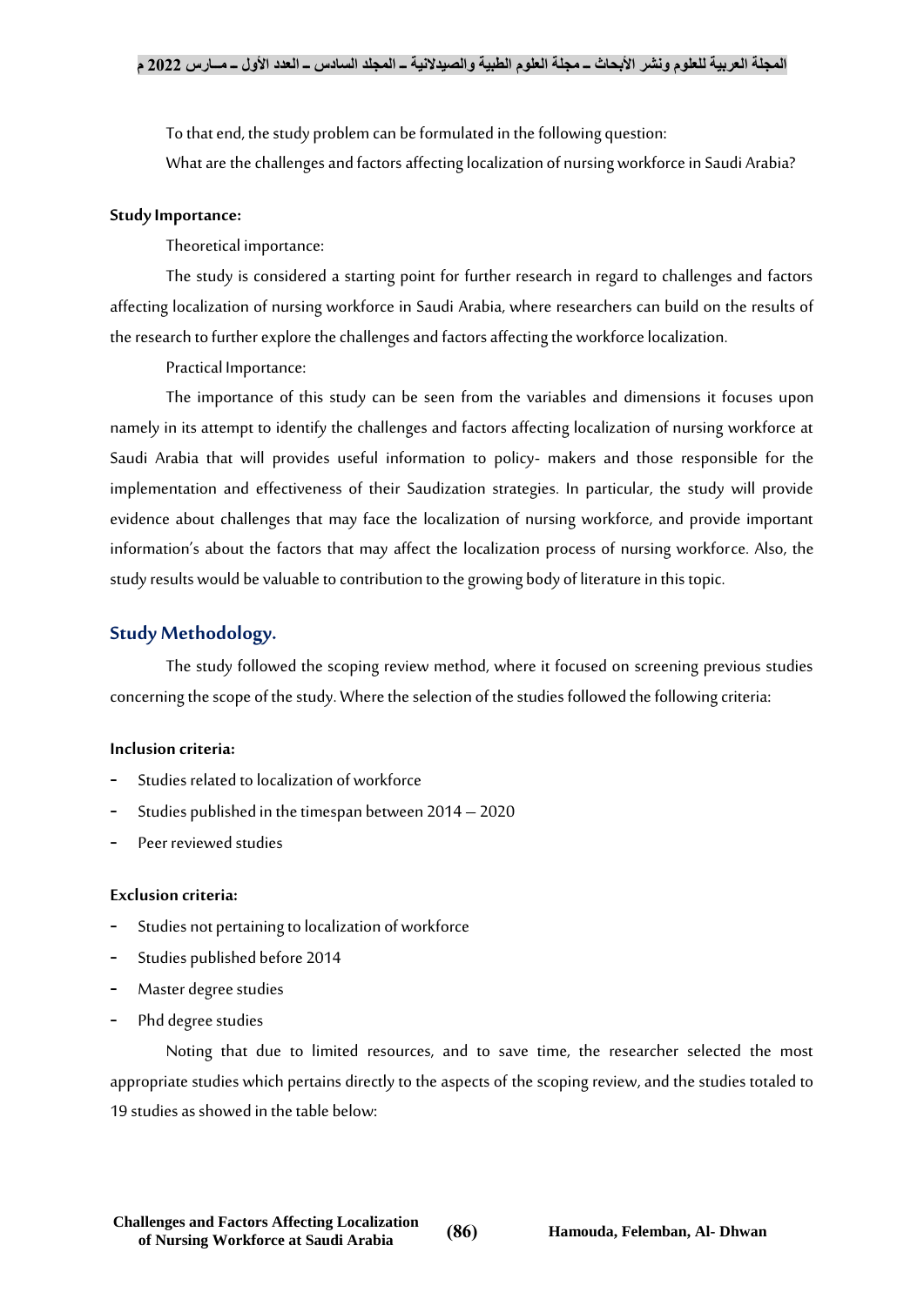To that end, the study problem can be formulated in the following question:

What are the challenges and factors affecting localization of nursing workforce in Saudi Arabia?

**Study Importance:**

Theoretical importance:

The study is considered a starting point for further research in regard to challenges and factors affecting localization of nursing workforce in Saudi Arabia, where researchers can build on the results of the research to further explore the challenges and factors affecting the workforce localization.

Practical Importance:

The importance of this study can be seen from the variables and dimensions it focuses upon namely in its attempt to identify the challenges and factors affecting localization of nursing workforce at Saudi Arabia that will provides useful information to policy- makers and those responsible for the implementation and effectiveness of their Saudization strategies. In particular, the study will provide evidence about challenges that may face the localization of nursing workforce, and provide important information's about the factors that may affect the localization process of nursing workforce. Also, the study results would be valuable to contribution to the growing body of literature in this topic.

## Study Methodology.

The study followed the scoping review method, where it focused on screening previous studies concerning the scope of the study. Where the selection of the studies followed the following criteria:

**Inclusion criteria:**

- Studies related to localization of workforce
- Studies published in the timespan between 2014 – 2020
- Peer reviewed studies

**Exclusion criteria:**

- Studies not pertaining to localization of workforce
- Studies published before 2014
- Master degree studies
- Phd degree studies

Noting that due to limited resources, and to save time, the researcher selected the most appropriate studies which pertains directly to the aspects of the scoping review, and the studies totaled to 19 studies as showed in the table below: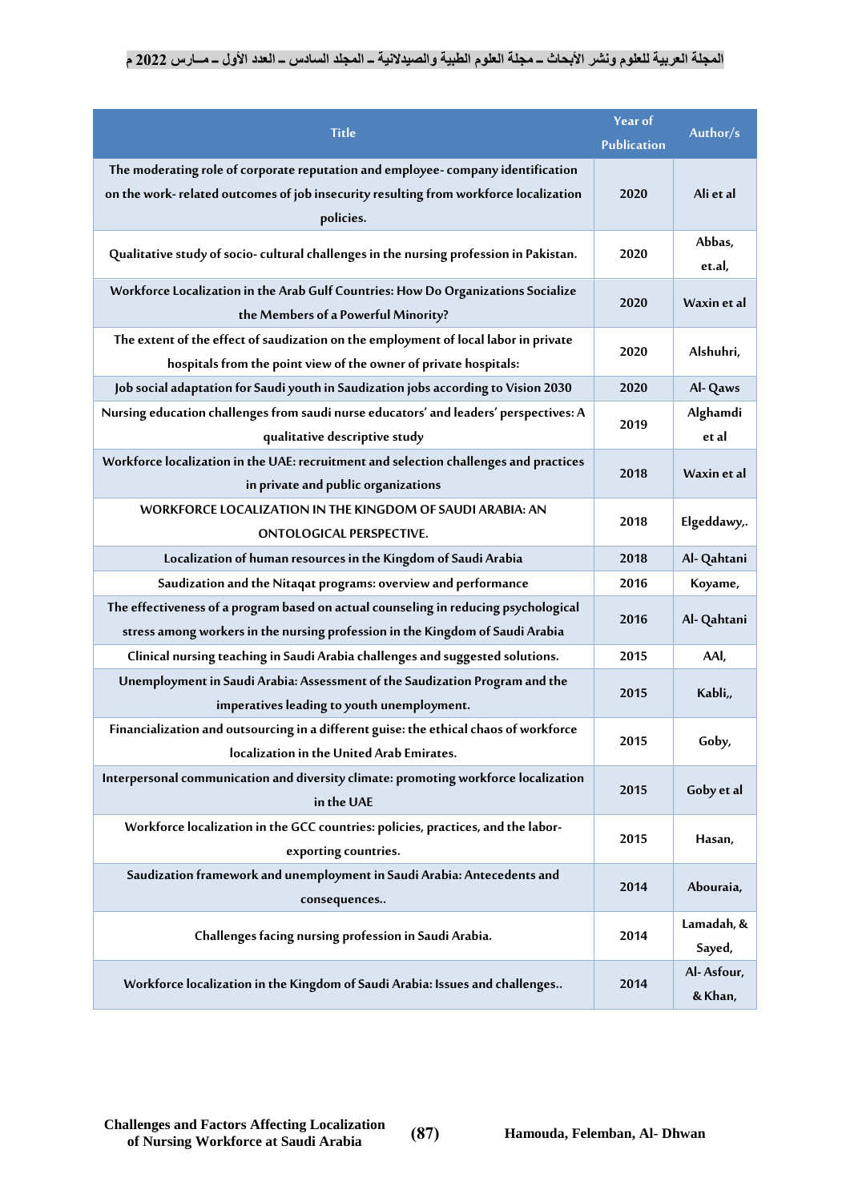| Title | Year of Publication | Author/s |
|---|---|---|
| The moderating role of corporate reputation and employee- company identification on the work- related outcomes of job insecurity resulting from workforce localization policies. | 2020 | Ali et al |
| Qualitative study of socio- cultural challenges in the nursing profession in Pakistan. | 2020 | Abbas, et.al, |
| Workforce Localization in the Arab Gulf Countries: How Do Organizations Socialize the Members of a Powerful Minority? | 2020 | Waxin et al |
| The extent of the effect of saudization on the employment of local labor in private hospitals from the point view of the owner of private hospitals: | 2020 | Alshuhri, |
| Job social adaptation for Saudi youth in Saudization jobs according to Vision 2030 | 2020 | Al- Qaws |
| Nursing education challenges from saudi nurse educators' and leaders' perspectives: A qualitative descriptive study | 2019 | Alghamdi et al |
| Workforce localization in the UAE: recruitment and selection challenges and practices in private and public organizations | 2018 | Waxin et al |
| WORKFORCE LOCALIZATION IN THE KINGDOM OF SAUDI ARABIA: AN ONTOLOGICAL PERSPECTIVE. | 2018 | Elgeddawy,. |
| Localization of human resources in the Kingdom of Saudi Arabia | 2018 | Al- Qahtani |
| Saudization and the Nitaqat programs: overview and performance | 2016 | Koyame, |
| The effectiveness of a program based on actual counseling in reducing psychological stress among workers in the nursing profession in the Kingdom of Saudi Arabia | 2016 | Al- Qahtani |
| Clinical nursing teaching in Saudi Arabia challenges and suggested solutions. | 2015 | AAl, |
| Unemployment in Saudi Arabia: Assessment of the Saudization Program and the imperatives leading to youth unemployment. | 2015 | Kabli,, |
| Financialization and outsourcing in a different guise: the ethical chaos of workforce localization in the United Arab Emirates. | 2015 | Goby, |
| Interpersonal communication and diversity climate: promoting workforce localization in the UAE | 2015 | Goby et al |
| Workforce localization in the GCC countries: policies, practices, and the labor- exporting countries. | 2015 | Hasan, |
| Saudization framework and unemployment in Saudi Arabia: Antecedents and consequences.. | 2014 | Abouraia, |
| Challenges facing nursing profession in Saudi Arabia. | 2014 | Lamadah, & Sayed, |
| Workforce localization in the Kingdom of Saudi Arabia: Issues and challenges.. | 2014 | Al- Asfour, & Khan, |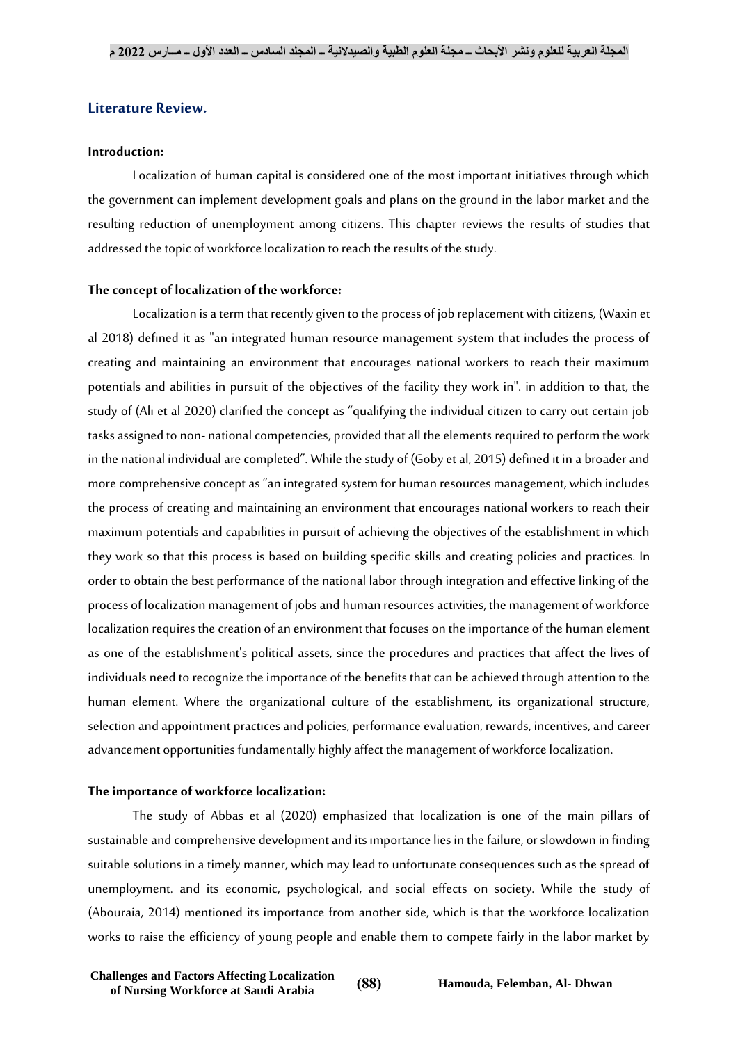## Literature Review.

### Introduction:

Localization of human capital is considered one of the most important initiatives through which the government can implement development goals and plans on the ground in the labor market and the resulting reduction of unemployment among citizens. This chapter reviews the results of studies that addressed the topic of workforce localization to reach the results of the study.

### The concept of localization of the workforce:

Localization is a term that recently given to the process of job replacement with citizens, (Waxin et al 2018) defined it as "an integrated human resource management system that includes the process of creating and maintaining an environment that encourages national workers to reach their maximum potentials and abilities in pursuit of the objectives of the facility they work in". in addition to that, the study of (Ali et al 2020) clarified the concept as "qualifying the individual citizen to carry out certain job tasks assigned to non- national competencies, provided that all the elements required to perform the work in the national individual are completed". While the study of (Goby et al, 2015) defined it in a broader and more comprehensive concept as "an integrated system for human resources management, which includes the process of creating and maintaining an environment that encourages national workers to reach their maximum potentials and capabilities in pursuit of achieving the objectives of the establishment in which they work so that this process is based on building specific skills and creating policies and practices. In order to obtain the best performance of the national labor through integration and effective linking of the process of localization management of jobs and human resources activities, the management of workforce localization requires the creation of an environment that focuses on the importance of the human element as one of the establishment's political assets, since the procedures and practices that affect the lives of individuals need to recognize the importance of the benefits that can be achieved through attention to the human element. Where the organizational culture of the establishment, its organizational structure, selection and appointment practices and policies, performance evaluation, rewards, incentives, and career advancement opportunities fundamentally highly affect the management of workforce localization.

### The importance of workforce localization:

The study of Abbas et al (2020) emphasized that localization is one of the main pillars of sustainable and comprehensive development and its importance lies in the failure, or slowdown in finding suitable solutions in a timely manner, which may lead to unfortunate consequences such as the spread of unemployment. and its economic, psychological, and social effects on society. While the study of (Abouraia, 2014) mentioned its importance from another side, which is that the workforce localization works to raise the efficiency of young people and enable them to compete fairly in the labor market by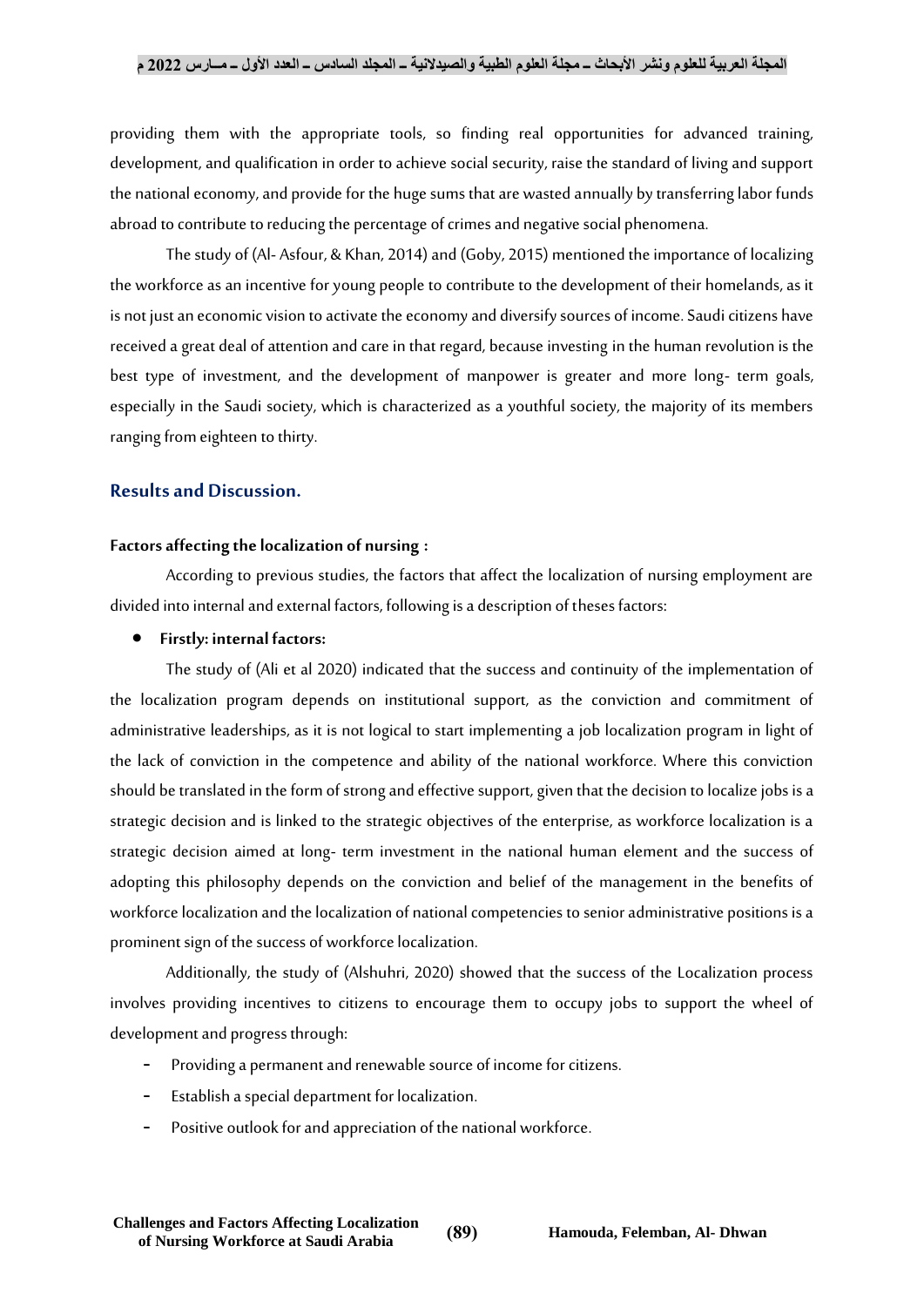providing them with the appropriate tools, so finding real opportunities for advanced training, development, and qualification in order to achieve social security, raise the standard of living and support the national economy, and provide for the huge sums that are wasted annually by transferring labor funds abroad to contribute to reducing the percentage of crimes and negative social phenomena.

The study of (Al- Asfour, & Khan, 2014) and (Goby, 2015) mentioned the importance of localizing the workforce as an incentive for young people to contribute to the development of their homelands, as it is not just an economic vision to activate the economy and diversify sources of income. Saudi citizens have received a great deal of attention and care in that regard, because investing in the human revolution is the best type of investment, and the development of manpower is greater and more long- term goals, especially in the Saudi society, which is characterized as a youthful society, the majority of its members ranging from eighteen to thirty.

## Results and Discussion.

**Factors affecting the localization of nursing :**

According to previous studies, the factors that affect the localization of nursing employment are divided into internal and external factors, following is a description of theses factors:

- **Firstly: internal factors:**

The study of (Ali et al 2020) indicated that the success and continuity of the implementation of the localization program depends on institutional support, as the conviction and commitment of administrative leaderships, as it is not logical to start implementing a job localization program in light of the lack of conviction in the competence and ability of the national workforce. Where this conviction should be translated in the form of strong and effective support, given that the decision to localize jobs is a strategic decision and is linked to the strategic objectives of the enterprise, as workforce localization is a strategic decision aimed at long- term investment in the national human element and the success of adopting this philosophy depends on the conviction and belief of the management in the benefits of workforce localization and the localization of national competencies to senior administrative positions is a prominent sign of the success of workforce localization.

Additionally, the study of (Alshuhri, 2020) showed that the success of the Localization process involves providing incentives to citizens to encourage them to occupy jobs to support the wheel of development and progress through:

- Providing a permanent and renewable source of income for citizens.
- Establish a special department for localization.
- Positive outlook for and appreciation of the national workforce.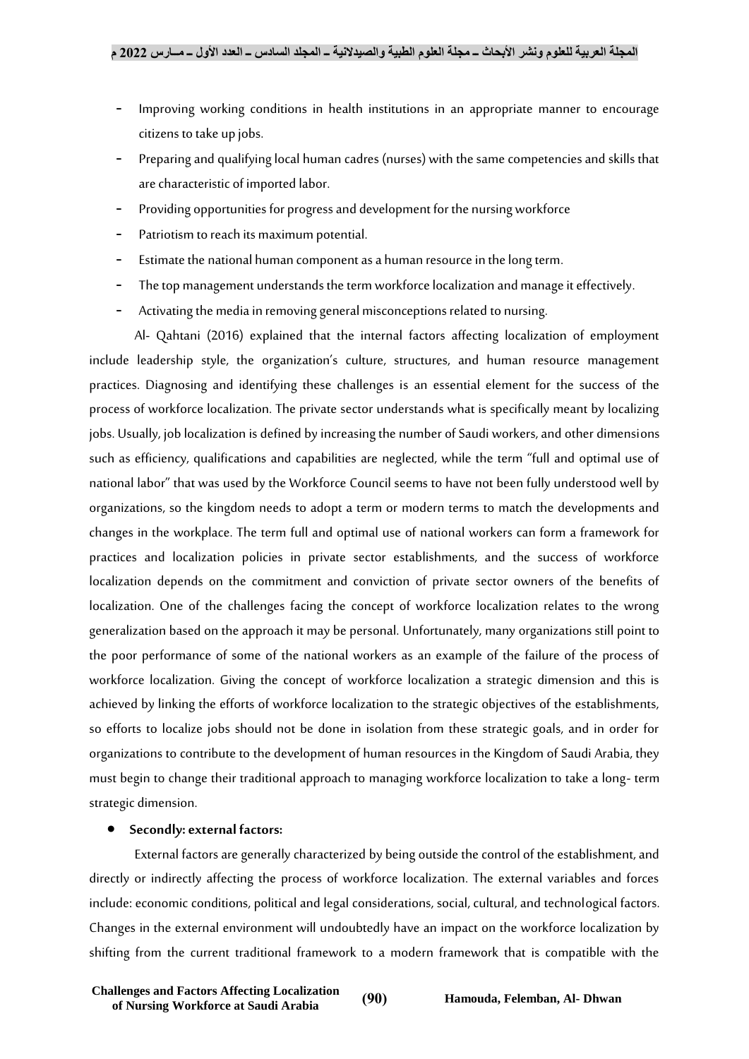- Improving working conditions in health institutions in an appropriate manner to encourage citizens to take up jobs.
- Preparing and qualifying local human cadres (nurses) with the same competencies and skills that are characteristic of imported labor.
- Providing opportunities for progress and development for the nursing workforce
- Patriotism to reach its maximum potential.
- Estimate the national human component as a human resource in the long term.
- The top management understands the term workforce localization and manage it effectively.
- Activating the media in removing general misconceptions related to nursing.

Al- Qahtani (2016) explained that the internal factors affecting localization of employment include leadership style, the organization's culture, structures, and human resource management practices. Diagnosing and identifying these challenges is an essential element for the success of the process of workforce localization. The private sector understands what is specifically meant by localizing jobs. Usually, job localization is defined by increasing the number of Saudi workers, and other dimensions such as efficiency, qualifications and capabilities are neglected, while the term "full and optimal use of national labor" that was used by the Workforce Council seems to have not been fully understood well by organizations, so the kingdom needs to adopt a term or modern terms to match the developments and changes in the workplace. The term full and optimal use of national workers can form a framework for practices and localization policies in private sector establishments, and the success of workforce localization depends on the commitment and conviction of private sector owners of the benefits of localization. One of the challenges facing the concept of workforce localization relates to the wrong generalization based on the approach it may be personal. Unfortunately, many organizations still point to the poor performance of some of the national workers as an example of the failure of the process of workforce localization. Giving the concept of workforce localization a strategic dimension and this is achieved by linking the efforts of workforce localization to the strategic objectives of the establishments, so efforts to localize jobs should not be done in isolation from these strategic goals, and in order for organizations to contribute to the development of human resources in the Kingdom of Saudi Arabia, they must begin to change their traditional approach to managing workforce localization to take a long- term strategic dimension.

- **Secondly: external factors:**

External factors are generally characterized by being outside the control of the establishment, and directly or indirectly affecting the process of workforce localization. The external variables and forces include: economic conditions, political and legal considerations, social, cultural, and technological factors. Changes in the external environment will undoubtedly have an impact on the workforce localization by shifting from the current traditional framework to a modern framework that is compatible with the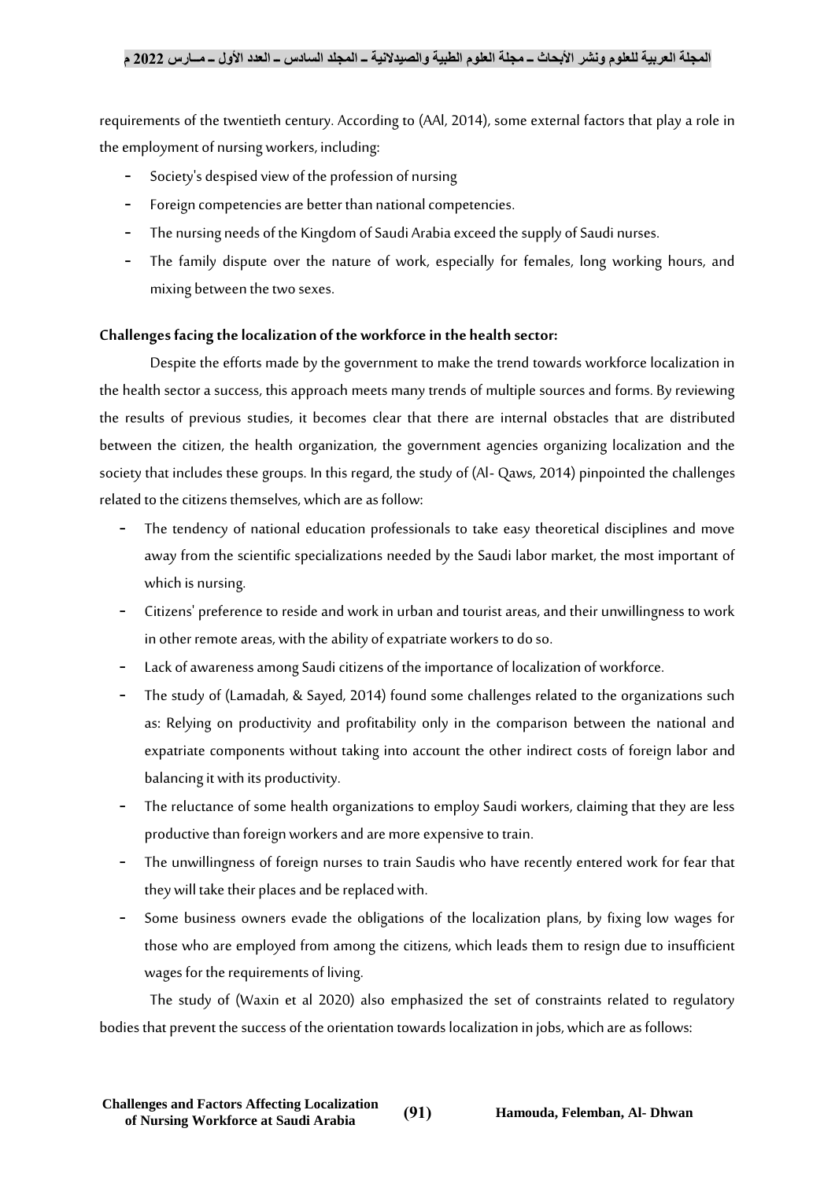requirements of the twentieth century. According to (AAl, 2014), some external factors that play a role in the employment of nursing workers, including:

- Society's despised view of the profession of nursing
- Foreign competencies are better than national competencies.
- The nursing needs of the Kingdom of Saudi Arabia exceed the supply of Saudi nurses.
- The family dispute over the nature of work, especially for females, long working hours, and mixing between the two sexes.

**Challenges facing the localization of the workforce in the health sector:**

Despite the efforts made by the government to make the trend towards workforce localization in the health sector a success, this approach meets many trends of multiple sources and forms. By reviewing the results of previous studies, it becomes clear that there are internal obstacles that are distributed between the citizen, the health organization, the government agencies organizing localization and the society that includes these groups. In this regard, the study of (Al- Qaws, 2014) pinpointed the challenges related to the citizens themselves, which are as follow:

- The tendency of national education professionals to take easy theoretical disciplines and move away from the scientific specializations needed by the Saudi labor market, the most important of which is nursing.
- Citizens' preference to reside and work in urban and tourist areas, and their unwillingness to work in other remote areas, with the ability of expatriate workers to do so.
- Lack of awareness among Saudi citizens of the importance of localization of workforce.
- The study of (Lamadah, & Sayed, 2014) found some challenges related to the organizations such as: Relying on productivity and profitability only in the comparison between the national and expatriate components without taking into account the other indirect costs of foreign labor and balancing it with its productivity.
- The reluctance of some health organizations to employ Saudi workers, claiming that they are less productive than foreign workers and are more expensive to train.
- The unwillingness of foreign nurses to train Saudis who have recently entered work for fear that they will take their places and be replaced with.
- Some business owners evade the obligations of the localization plans, by fixing low wages for those who are employed from among the citizens, which leads them to resign due to insufficient wages for the requirements of living.

The study of (Waxin et al 2020) also emphasized the set of constraints related to regulatory bodies that prevent the success of the orientation towards localization in jobs, which are as follows: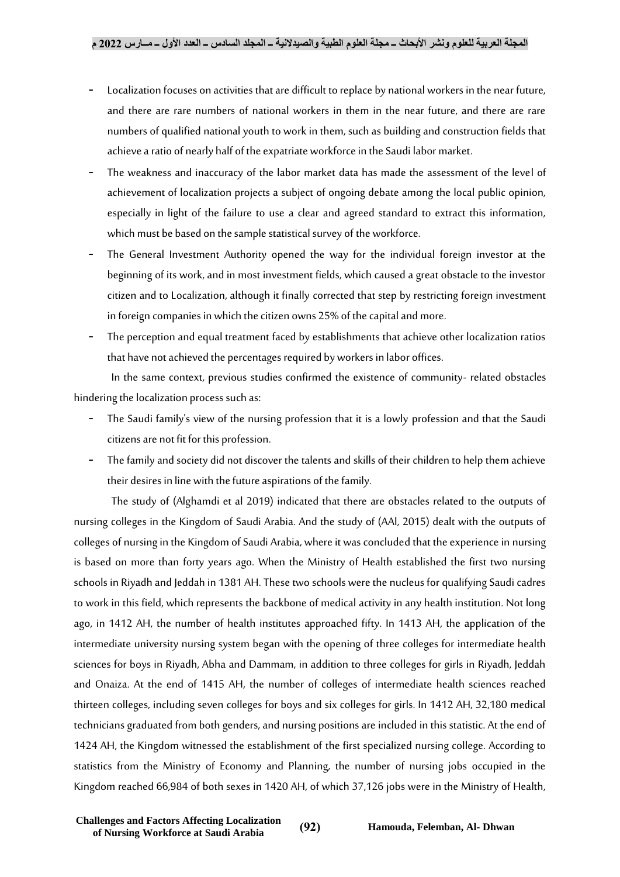- Localization focuses on activities that are difficult to replace by national workers in the near future, and there are rare numbers of national workers in them in the near future, and there are rare numbers of qualified national youth to work in them, such as building and construction fields that achieve a ratio of nearly half of the expatriate workforce in the Saudi labor market.
- The weakness and inaccuracy of the labor market data has made the assessment of the level of achievement of localization projects a subject of ongoing debate among the local public opinion, especially in light of the failure to use a clear and agreed standard to extract this information, which must be based on the sample statistical survey of the workforce.
- The General Investment Authority opened the way for the individual foreign investor at the beginning of its work, and in most investment fields, which caused a great obstacle to the investor citizen and to Localization, although it finally corrected that step by restricting foreign investment in foreign companies in which the citizen owns 25% of the capital and more.
- The perception and equal treatment faced by establishments that achieve other localization ratios that have not achieved the percentages required by workers in labor offices.

In the same context, previous studies confirmed the existence of community- related obstacles hindering the localization process such as:

- The Saudi family's view of the nursing profession that it is a lowly profession and that the Saudi citizens are not fit for this profession.
- The family and society did not discover the talents and skills of their children to help them achieve their desires in line with the future aspirations of the family.

The study of (Alghamdi et al 2019) indicated that there are obstacles related to the outputs of nursing colleges in the Kingdom of Saudi Arabia. And the study of (AAl, 2015) dealt with the outputs of colleges of nursing in the Kingdom of Saudi Arabia, where it was concluded that the experience in nursing is based on more than forty years ago. When the Ministry of Health established the first two nursing schools in Riyadh and Jeddah in 1381 AH. These two schools were the nucleus for qualifying Saudi cadres to work in this field, which represents the backbone of medical activity in any health institution. Not long ago, in 1412 AH, the number of health institutes approached fifty. In 1413 AH, the application of the intermediate university nursing system began with the opening of three colleges for intermediate health sciences for boys in Riyadh, Abha and Dammam, in addition to three colleges for girls in Riyadh, Jeddah and Onaiza. At the end of 1415 AH, the number of colleges of intermediate health sciences reached thirteen colleges, including seven colleges for boys and six colleges for girls. In 1412 AH, 32,180 medical technicians graduated from both genders, and nursing positions are included in this statistic. At the end of 1424 AH, the Kingdom witnessed the establishment of the first specialized nursing college. According to statistics from the Ministry of Economy and Planning, the number of nursing jobs occupied in the Kingdom reached 66,984 of both sexes in 1420 AH, of which 37,126 jobs were in the Ministry of Health,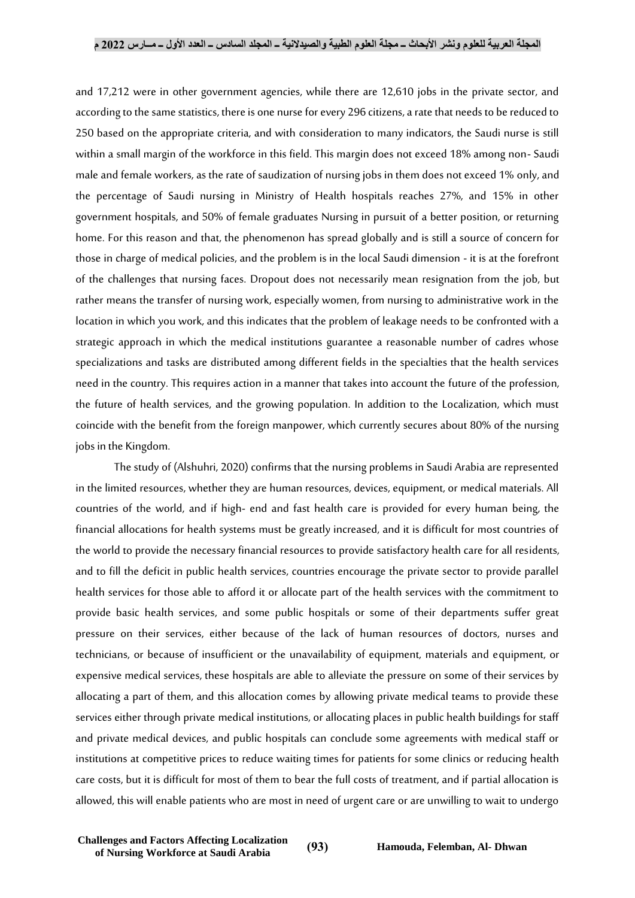and 17,212 were in other government agencies, while there are 12,610 jobs in the private sector, and according to the same statistics, there is one nurse for every 296 citizens, a rate that needs to be reduced to 250 based on the appropriate criteria, and with consideration to many indicators, the Saudi nurse is still within a small margin of the workforce in this field. This margin does not exceed 18% among non- Saudi male and female workers, as the rate of saudization of nursing jobs in them does not exceed 1% only, and the percentage of Saudi nursing in Ministry of Health hospitals reaches 27%, and 15% in other government hospitals, and 50% of female graduates Nursing in pursuit of a better position, or returning home. For this reason and that, the phenomenon has spread globally and is still a source of concern for those in charge of medical policies, and the problem is in the local Saudi dimension - it is at the forefront of the challenges that nursing faces. Dropout does not necessarily mean resignation from the job, but rather means the transfer of nursing work, especially women, from nursing to administrative work in the location in which you work, and this indicates that the problem of leakage needs to be confronted with a strategic approach in which the medical institutions guarantee a reasonable number of cadres whose specializations and tasks are distributed among different fields in the specialties that the health services need in the country. This requires action in a manner that takes into account the future of the profession, the future of health services, and the growing population. In addition to the Localization, which must coincide with the benefit from the foreign manpower, which currently secures about 80% of the nursing jobs in the Kingdom.

The study of (Alshuhri, 2020) confirms that the nursing problems in Saudi Arabia are represented in the limited resources, whether they are human resources, devices, equipment, or medical materials. All countries of the world, and if high- end and fast health care is provided for every human being, the financial allocations for health systems must be greatly increased, and it is difficult for most countries of the world to provide the necessary financial resources to provide satisfactory health care for all residents, and to fill the deficit in public health services, countries encourage the private sector to provide parallel health services for those able to afford it or allocate part of the health services with the commitment to provide basic health services, and some public hospitals or some of their departments suffer great pressure on their services, either because of the lack of human resources of doctors, nurses and technicians, or because of insufficient or the unavailability of equipment, materials and equipment, or expensive medical services, these hospitals are able to alleviate the pressure on some of their services by allocating a part of them, and this allocation comes by allowing private medical teams to provide these services either through private medical institutions, or allocating places in public health buildings for staff and private medical devices, and public hospitals can conclude some agreements with medical staff or institutions at competitive prices to reduce waiting times for patients for some clinics or reducing health care costs, but it is difficult for most of them to bear the full costs of treatment, and if partial allocation is allowed, this will enable patients who are most in need of urgent care or are unwilling to wait to undergo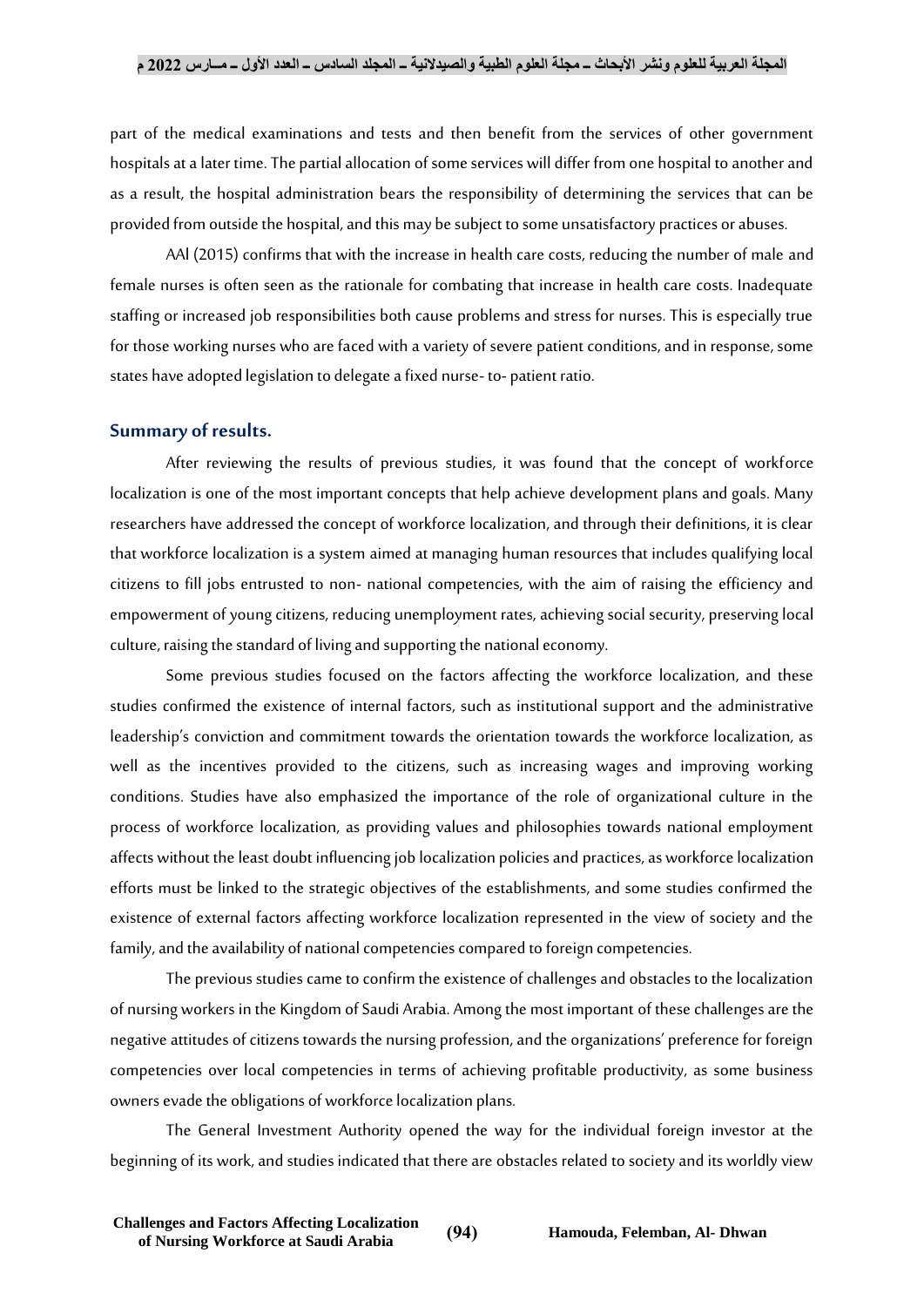part of the medical examinations and tests and then benefit from the services of other government hospitals at a later time. The partial allocation of some services will differ from one hospital to another and as a result, the hospital administration bears the responsibility of determining the services that can be provided from outside the hospital, and this may be subject to some unsatisfactory practices or abuses.

AAl (2015) confirms that with the increase in health care costs, reducing the number of male and female nurses is often seen as the rationale for combating that increase in health care costs. Inadequate staffing or increased job responsibilities both cause problems and stress for nurses. This is especially true for those working nurses who are faced with a variety of severe patient conditions, and in response, some states have adopted legislation to delegate a fixed nurse- to- patient ratio.

## Summary of results.

After reviewing the results of previous studies, it was found that the concept of workforce localization is one of the most important concepts that help achieve development plans and goals. Many researchers have addressed the concept of workforce localization, and through their definitions, it is clear that workforce localization is a system aimed at managing human resources that includes qualifying local citizens to fill jobs entrusted to non- national competencies, with the aim of raising the efficiency and empowerment of young citizens, reducing unemployment rates, achieving social security, preserving local culture, raising the standard of living and supporting the national economy.

Some previous studies focused on the factors affecting the workforce localization, and these studies confirmed the existence of internal factors, such as institutional support and the administrative leadership's conviction and commitment towards the orientation towards the workforce localization, as well as the incentives provided to the citizens, such as increasing wages and improving working conditions. Studies have also emphasized the importance of the role of organizational culture in the process of workforce localization, as providing values and philosophies towards national employment affects without the least doubt influencing job localization policies and practices, as workforce localization efforts must be linked to the strategic objectives of the establishments, and some studies confirmed the existence of external factors affecting workforce localization represented in the view of society and the family, and the availability of national competencies compared to foreign competencies.

The previous studies came to confirm the existence of challenges and obstacles to the localization of nursing workers in the Kingdom of Saudi Arabia. Among the most important of these challenges are the negative attitudes of citizens towards the nursing profession, and the organizations' preference for foreign competencies over local competencies in terms of achieving profitable productivity, as some business owners evade the obligations of workforce localization plans.

The General Investment Authority opened the way for the individual foreign investor at the beginning of its work, and studies indicated that there are obstacles related to society and its worldly view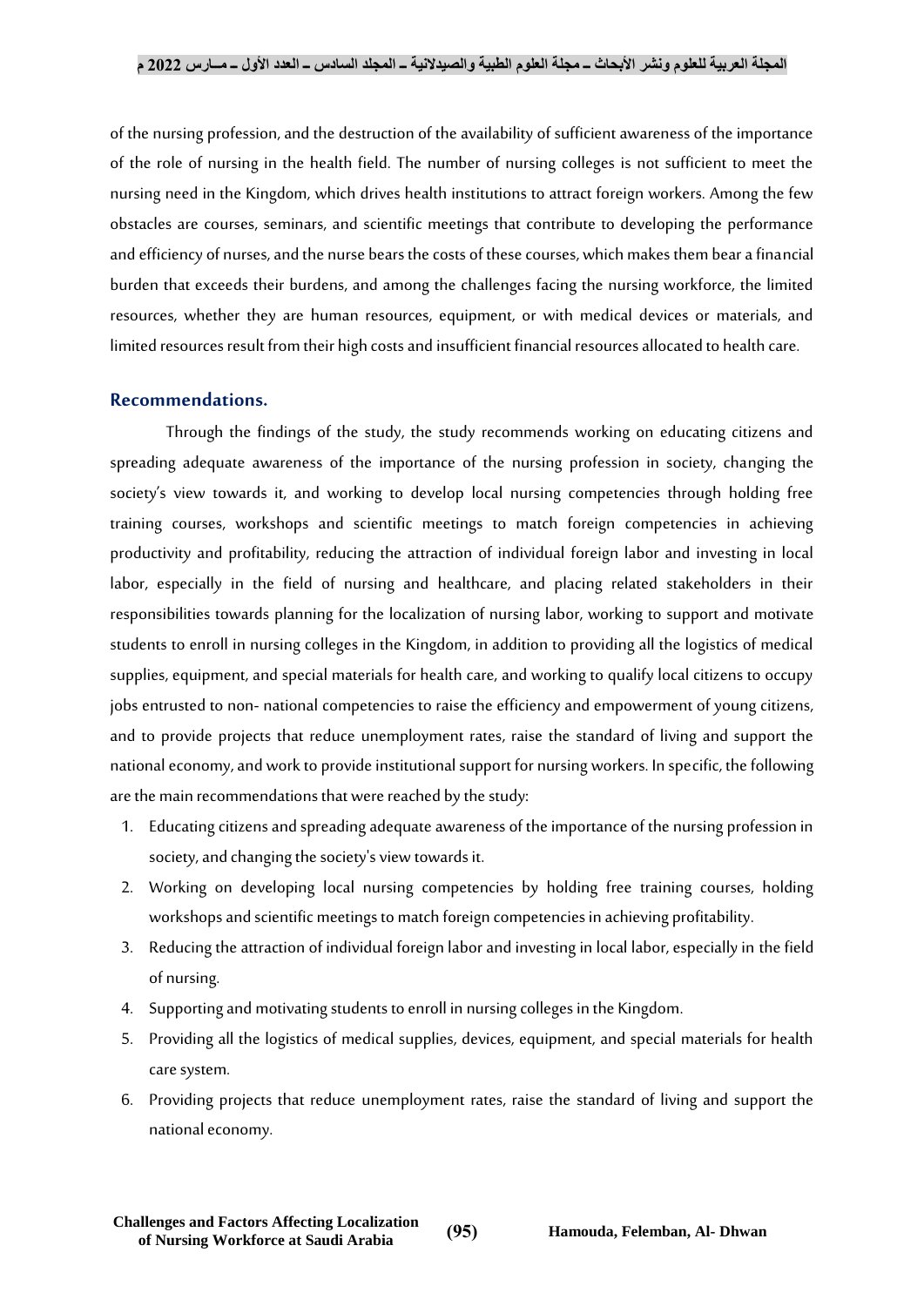of the nursing profession, and the destruction of the availability of sufficient awareness of the importance of the role of nursing in the health field. The number of nursing colleges is not sufficient to meet the nursing need in the Kingdom, which drives health institutions to attract foreign workers. Among the few obstacles are courses, seminars, and scientific meetings that contribute to developing the performance and efficiency of nurses, and the nurse bears the costs of these courses, which makes them bear a financial burden that exceeds their burdens, and among the challenges facing the nursing workforce, the limited resources, whether they are human resources, equipment, or with medical devices or materials, and limited resources result from their high costs and insufficient financial resources allocated to health care.

## Recommendations.

Through the findings of the study, the study recommends working on educating citizens and spreading adequate awareness of the importance of the nursing profession in society, changing the society's view towards it, and working to develop local nursing competencies through holding free training courses, workshops and scientific meetings to match foreign competencies in achieving productivity and profitability, reducing the attraction of individual foreign labor and investing in local labor, especially in the field of nursing and healthcare, and placing related stakeholders in their responsibilities towards planning for the localization of nursing labor, working to support and motivate students to enroll in nursing colleges in the Kingdom, in addition to providing all the logistics of medical supplies, equipment, and special materials for health care, and working to qualify local citizens to occupy jobs entrusted to non- national competencies to raise the efficiency and empowerment of young citizens, and to provide projects that reduce unemployment rates, raise the standard of living and support the national economy, and work to provide institutional support for nursing workers. In specific, the following are the main recommendations that were reached by the study:

1. Educating citizens and spreading adequate awareness of the importance of the nursing profession in society, and changing the society's view towards it.
2. Working on developing local nursing competencies by holding free training courses, holding workshops and scientific meetings to match foreign competencies in achieving profitability.
3. Reducing the attraction of individual foreign labor and investing in local labor, especially in the field of nursing.
4. Supporting and motivating students to enroll in nursing colleges in the Kingdom.
5. Providing all the logistics of medical supplies, devices, equipment, and special materials for health care system.
6. Providing projects that reduce unemployment rates, raise the standard of living and support the national economy.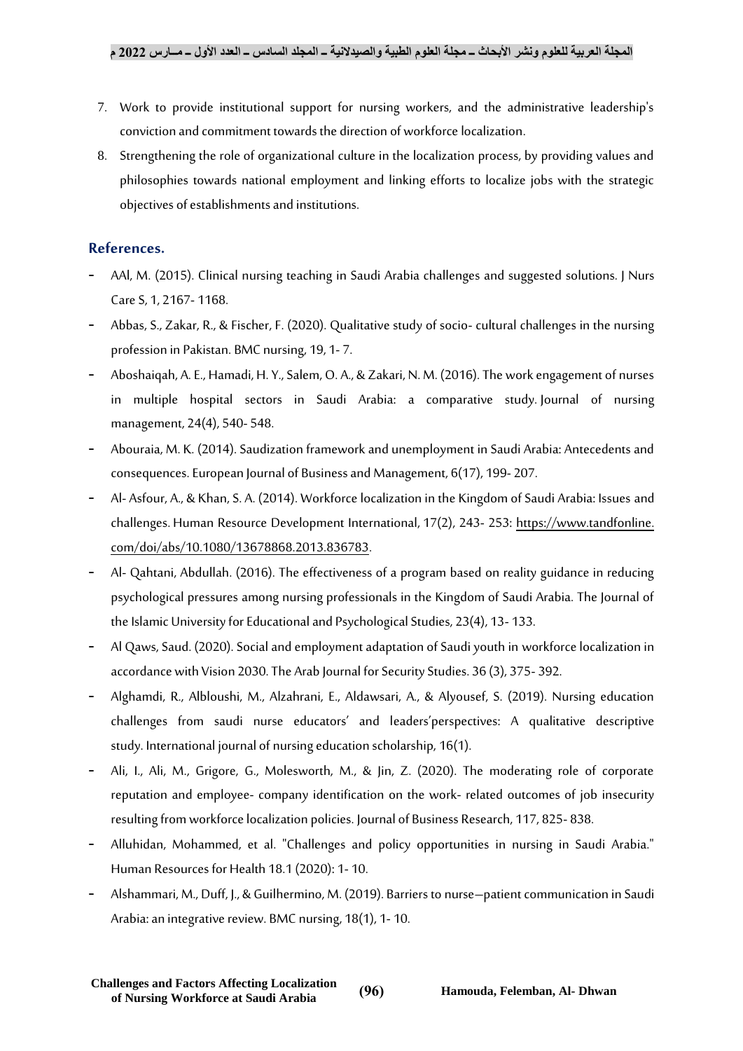7. Work to provide institutional support for nursing workers, and the administrative leadership's conviction and commitment towards the direction of workforce localization.
8. Strengthening the role of organizational culture in the localization process, by providing values and philosophies towards national employment and linking efforts to localize jobs with the strategic objectives of establishments and institutions.

## References.

- AAl, M. (2015). Clinical nursing teaching in Saudi Arabia challenges and suggested solutions. J Nurs Care S, 1, 2167- 1168.
- Abbas, S., Zakar, R., & Fischer, F. (2020). Qualitative study of socio- cultural challenges in the nursing profession in Pakistan. BMC nursing, 19, 1- 7.
- Aboshaiqah, A. E., Hamadi, H. Y., Salem, O. A., & Zakari, N. M. (2016). The work engagement of nurses in multiple hospital sectors in Saudi Arabia: a comparative study. Journal of nursing management, 24(4), 540- 548.
- Abouraia, M. K. (2014). Saudization framework and unemployment in Saudi Arabia: Antecedents and consequences. European Journal of Business and Management, 6(17), 199- 207.
- Al- Asfour, A., & Khan, S. A. (2014). Workforce localization in the Kingdom of Saudi Arabia: Issues and challenges. Human Resource Development International, 17(2), 243- 253: https://www.tandfonline.com/doi/abs/10.1080/13678868.2013.836783.
- Al- Qahtani, Abdullah. (2016). The effectiveness of a program based on reality guidance in reducing psychological pressures among nursing professionals in the Kingdom of Saudi Arabia. The Journal of the Islamic University for Educational and Psychological Studies, 23(4), 13- 133.
- Al Qaws, Saud. (2020). Social and employment adaptation of Saudi youth in workforce localization in accordance with Vision 2030. The Arab Journal for Security Studies. 36 (3), 375- 392.
- Alghamdi, R., Albloushi, M., Alzahrani, E., Aldawsari, A., & Alyousef, S. (2019). Nursing education challenges from saudi nurse educators' and leaders'perspectives: A qualitative descriptive study. International journal of nursing education scholarship, 16(1).
- Ali, I., Ali, M., Grigore, G., Molesworth, M., & Jin, Z. (2020). The moderating role of corporate reputation and employee- company identification on the work- related outcomes of job insecurity resulting from workforce localization policies. Journal of Business Research, 117, 825- 838.
- Alluhidan, Mohammed, et al. "Challenges and policy opportunities in nursing in Saudi Arabia." Human Resources for Health 18.1 (2020): 1- 10.
- Alshammari, M., Duff, J., & Guilhermino, M. (2019). Barriers to nurse–patient communication in Saudi Arabia: an integrative review. BMC nursing, 18(1), 1- 10.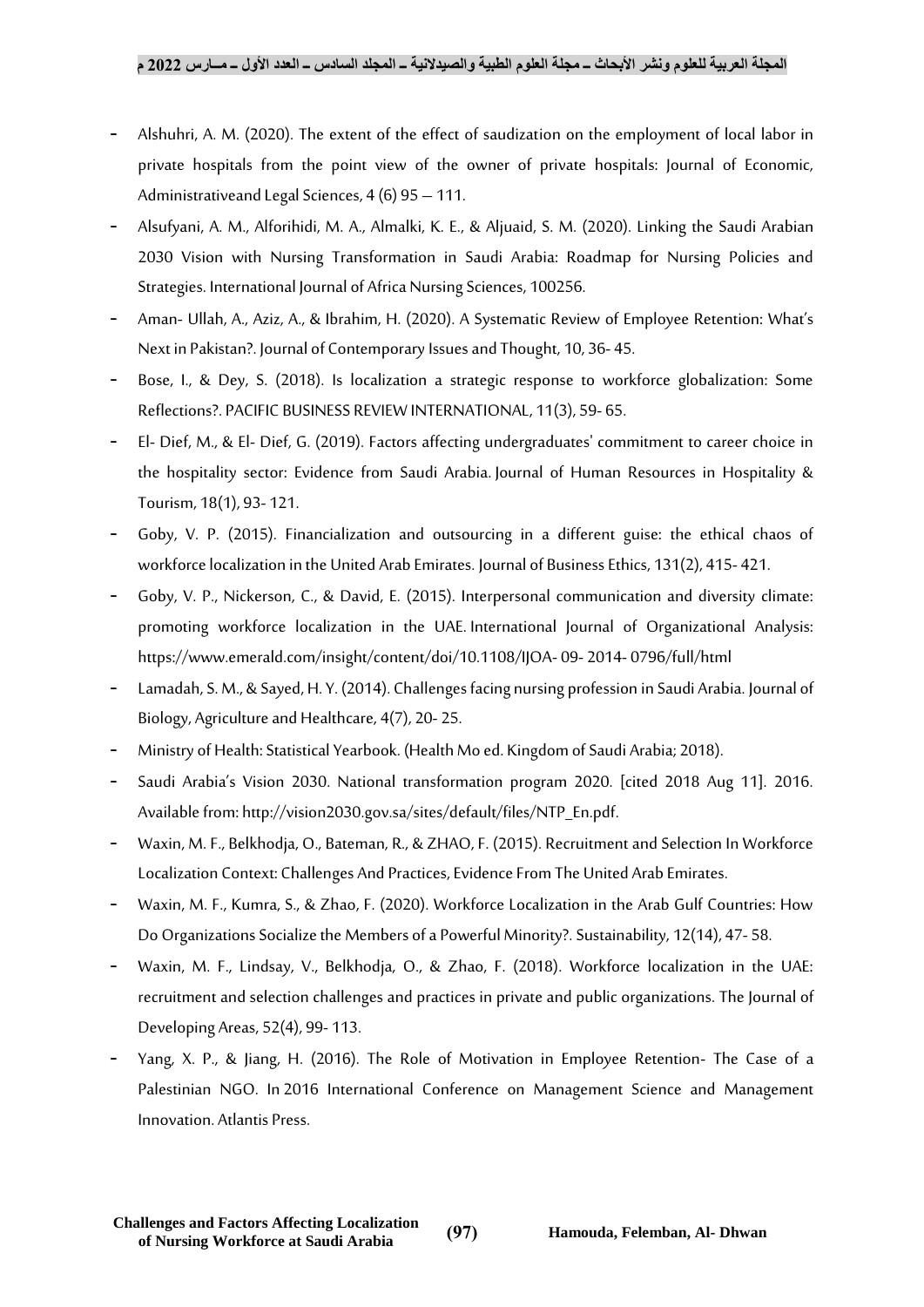- Alshuhri, A. M. (2020). The extent of the effect of saudization on the employment of local labor in private hospitals from the point view of the owner of private hospitals: Journal of Economic, Administrativeand Legal Sciences, 4 (6) 95 – 111.
- Alsufyani, A. M., Alforihidi, M. A., Almalki, K. E., & Aljuaid, S. M. (2020). Linking the Saudi Arabian 2030 Vision with Nursing Transformation in Saudi Arabia: Roadmap for Nursing Policies and Strategies. International Journal of Africa Nursing Sciences, 100256.
- Aman- Ullah, A., Aziz, A., & Ibrahim, H. (2020). A Systematic Review of Employee Retention: What's Next in Pakistan?. Journal of Contemporary Issues and Thought, 10, 36- 45.
- Bose, I., & Dey, S. (2018). Is localization a strategic response to workforce globalization: Some Reflections?. PACIFIC BUSINESS REVIEW INTERNATIONAL, 11(3), 59- 65.
- El- Dief, M., & El- Dief, G. (2019). Factors affecting undergraduates' commitment to career choice in the hospitality sector: Evidence from Saudi Arabia. Journal of Human Resources in Hospitality & Tourism, 18(1), 93- 121.
- Goby, V. P. (2015). Financialization and outsourcing in a different guise: the ethical chaos of workforce localization in the United Arab Emirates. Journal of Business Ethics, 131(2), 415- 421.
- Goby, V. P., Nickerson, C., & David, E. (2015). Interpersonal communication and diversity climate: promoting workforce localization in the UAE. International Journal of Organizational Analysis: https://www.emerald.com/insight/content/doi/10.1108/IJOA- 09- 2014- 0796/full/html
- Lamadah, S. M., & Sayed, H. Y. (2014). Challenges facing nursing profession in Saudi Arabia. Journal of Biology, Agriculture and Healthcare, 4(7), 20- 25.
- Ministry of Health: Statistical Yearbook. (Health Mo ed. Kingdom of Saudi Arabia; 2018).
- Saudi Arabia's Vision 2030. National transformation program 2020. [cited 2018 Aug 11]. 2016. Available from: http://vision2030.gov.sa/sites/default/files/NTP_En.pdf.
- Waxin, M. F., Belkhodja, O., Bateman, R., & ZHAO, F. (2015). Recruitment and Selection In Workforce Localization Context: Challenges And Practices, Evidence From The United Arab Emirates.
- Waxin, M. F., Kumra, S., & Zhao, F. (2020). Workforce Localization in the Arab Gulf Countries: How Do Organizations Socialize the Members of a Powerful Minority?. Sustainability, 12(14), 47- 58.
- Waxin, M. F., Lindsay, V., Belkhodja, O., & Zhao, F. (2018). Workforce localization in the UAE: recruitment and selection challenges and practices in private and public organizations. The Journal of Developing Areas, 52(4), 99- 113.
- Yang, X. P., & Jiang, H. (2016). The Role of Motivation in Employee Retention- The Case of a Palestinian NGO. In 2016 International Conference on Management Science and Management Innovation. Atlantis Press.